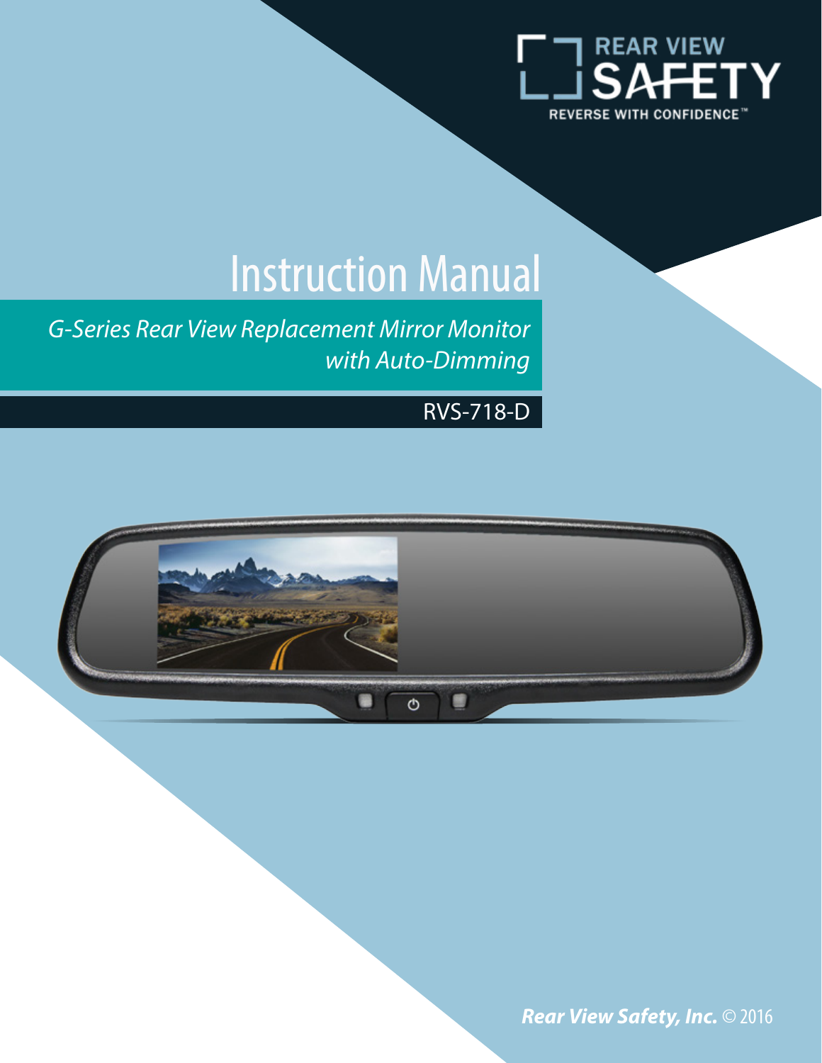REAR VIEW SAFETY

REVERSE WITH CONFIDENCE™

# Instruction Manual

*G-Series Rear View Replacement Mirror Monitor with Auto-Dimming*

RVS-718-D

***Rear View Safety, Inc.*** © 2016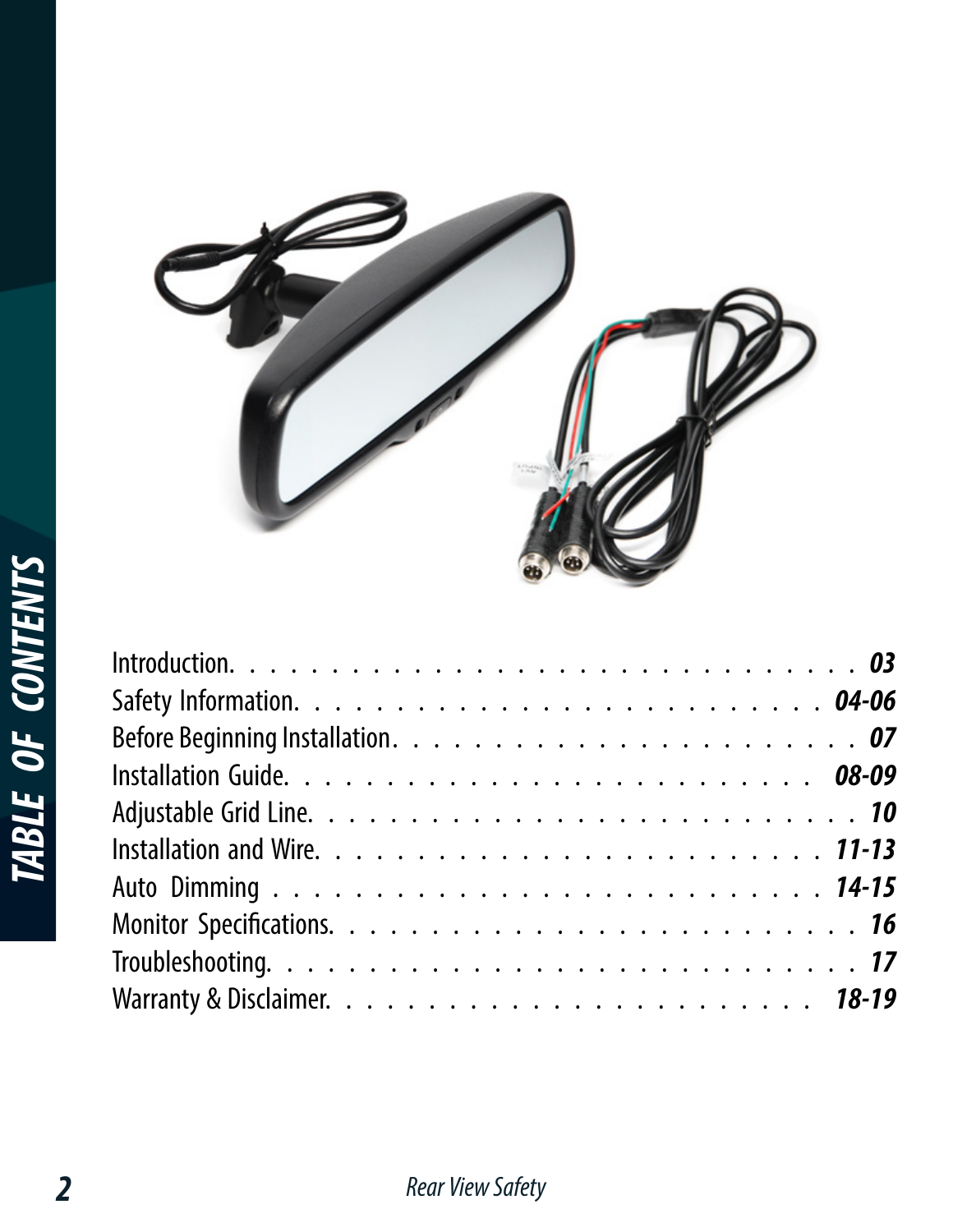# TABLE OF CONTENTS

| Section | Page |
|---|---|
| Introduction | 03 |
| Safety Information | 04-06 |
| Before Beginning Installation | 07 |
| Installation Guide | 08-09 |
| Adjustable Grid Line | 10 |
| Installation and Wire | 11-13 |
| Auto Dimming | 14-15 |
| Monitor Specifications | 16 |
| Troubleshooting | 17 |
| Warranty & Disclaimer | 18-19 |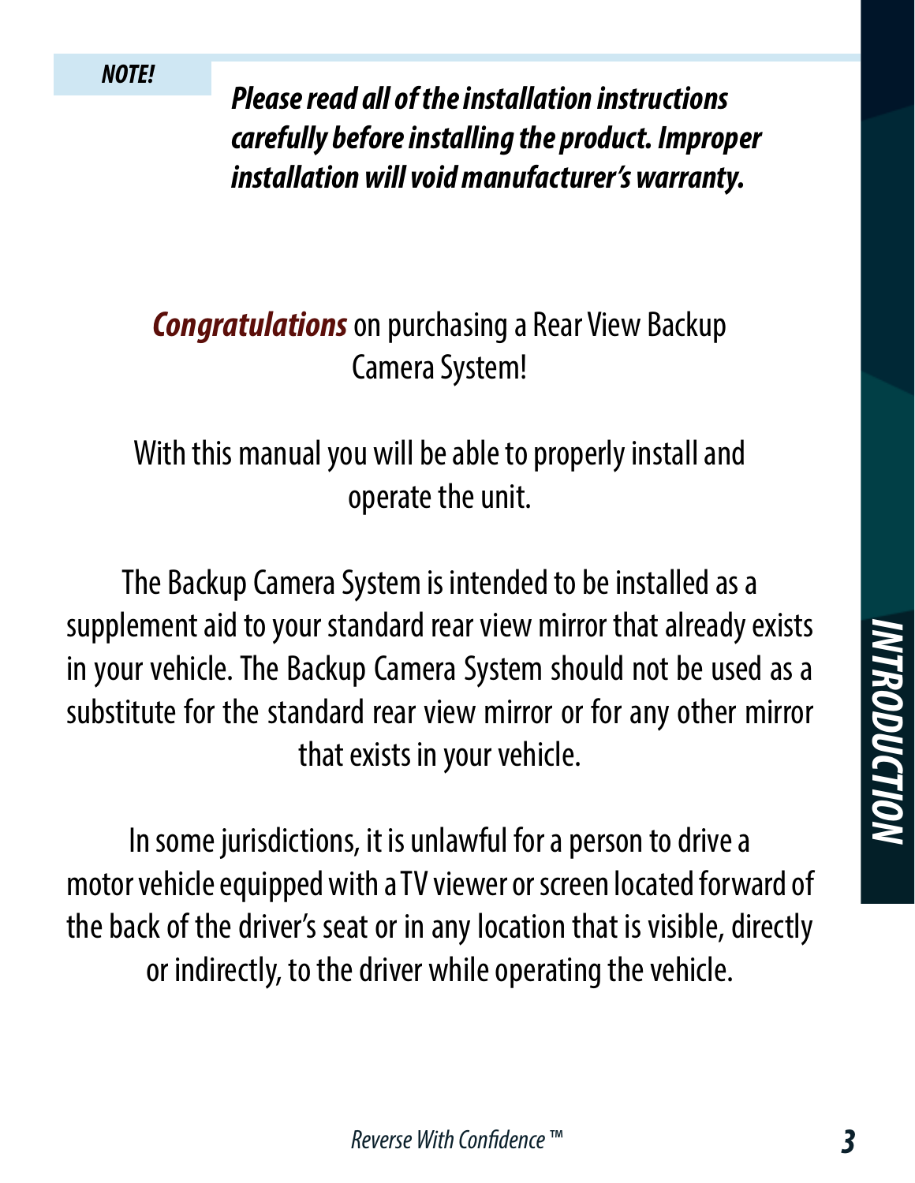**NOTE!**

***Please read all of the installation instructions carefully before installing the product. Improper installation will void manufacturer's warranty.***

***Congratulations*** on purchasing a Rear View Backup Camera System!

With this manual you will be able to properly install and operate the unit.

The Backup Camera System is intended to be installed as a supplement aid to your standard rear view mirror that already exists in your vehicle. The Backup Camera System should not be used as a substitute for the standard rear view mirror or for any other mirror that exists in your vehicle.

In some jurisdictions, it is unlawful for a person to drive a motor vehicle equipped with a TV viewer or screen located forward of the back of the driver's seat or in any location that is visible, directly or indirectly, to the driver while operating the vehicle.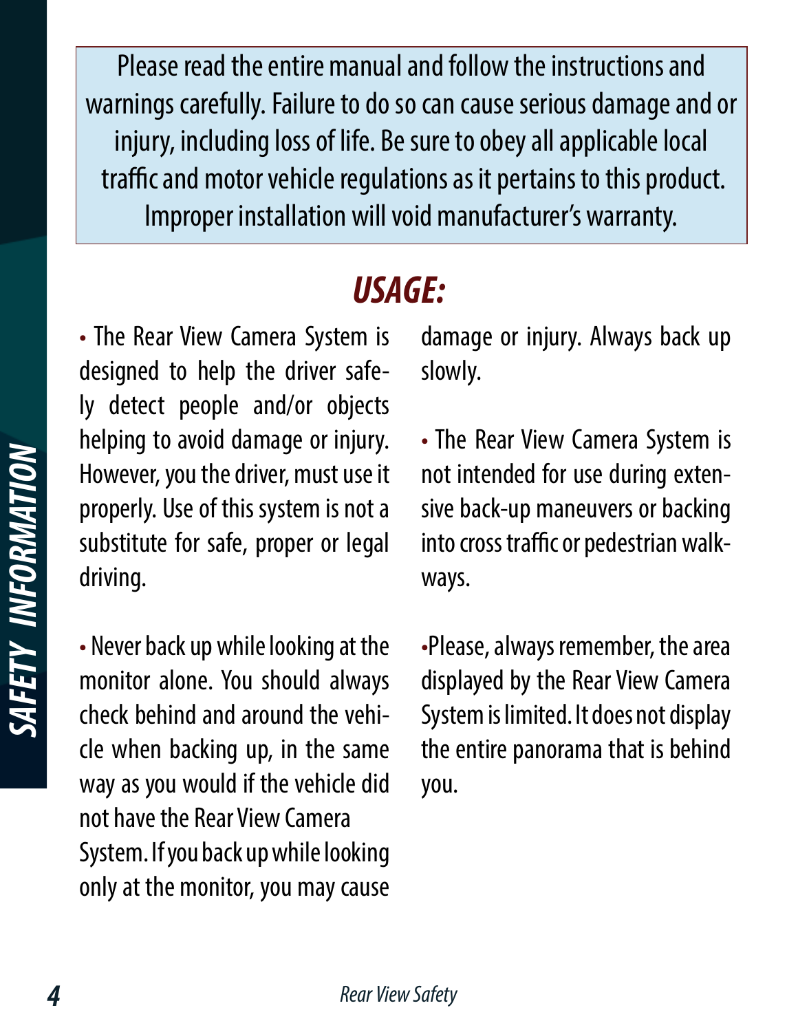Please read the entire manual and follow the instructions and warnings carefully. Failure to do so can cause serious damage and or injury, including loss of life. Be sure to obey all applicable local traffic and motor vehicle regulations as it pertains to this product. Improper installation will void manufacturer's warranty.

## USAGE:

- The Rear View Camera System is designed to help the driver safely detect people and/or objects helping to avoid damage or injury. However, you the driver, must use it properly. Use of this system is not a substitute for safe, proper or legal driving.

- Never back up while looking at the monitor alone. You should always check behind and around the vehicle when backing up, in the same way as you would if the vehicle did not have the Rear View Camera System. If you back up while looking only at the monitor, you may cause damage or injury. Always back up slowly.

- The Rear View Camera System is not intended for use during extensive back-up maneuvers or backing into cross traffic or pedestrian walkways.

- Please, always remember, the area displayed by the Rear View Camera System is limited. It does not display the entire panorama that is behind you.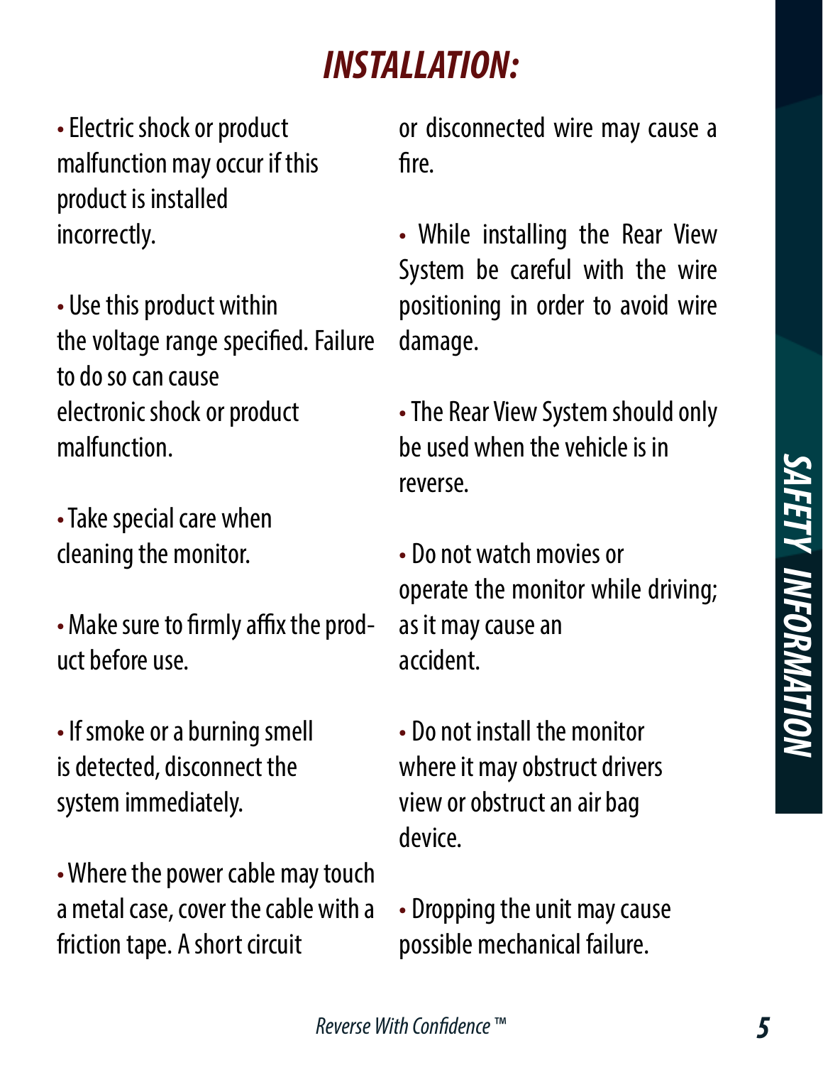# INSTALLATION:

- Electric shock or product malfunction may occur if this product is installed incorrectly.

- Use this product within the voltage range specified. Failure to do so can cause electronic shock or product malfunction.

- Take special care when cleaning the monitor.

- Make sure to firmly affix the product before use.

- If smoke or a burning smell is detected, disconnect the system immediately.

- Where the power cable may touch a metal case, cover the cable with a friction tape. A short circuit or disconnected wire may cause a fire.

- While installing the Rear View System be careful with the wire positioning in order to avoid wire damage.

- The Rear View System should only be used when the vehicle is in reverse.

- Do not watch movies or operate the monitor while driving; as it may cause an accident.

- Do not install the monitor where it may obstruct drivers view or obstruct an air bag device.

- Dropping the unit may cause possible mechanical failure.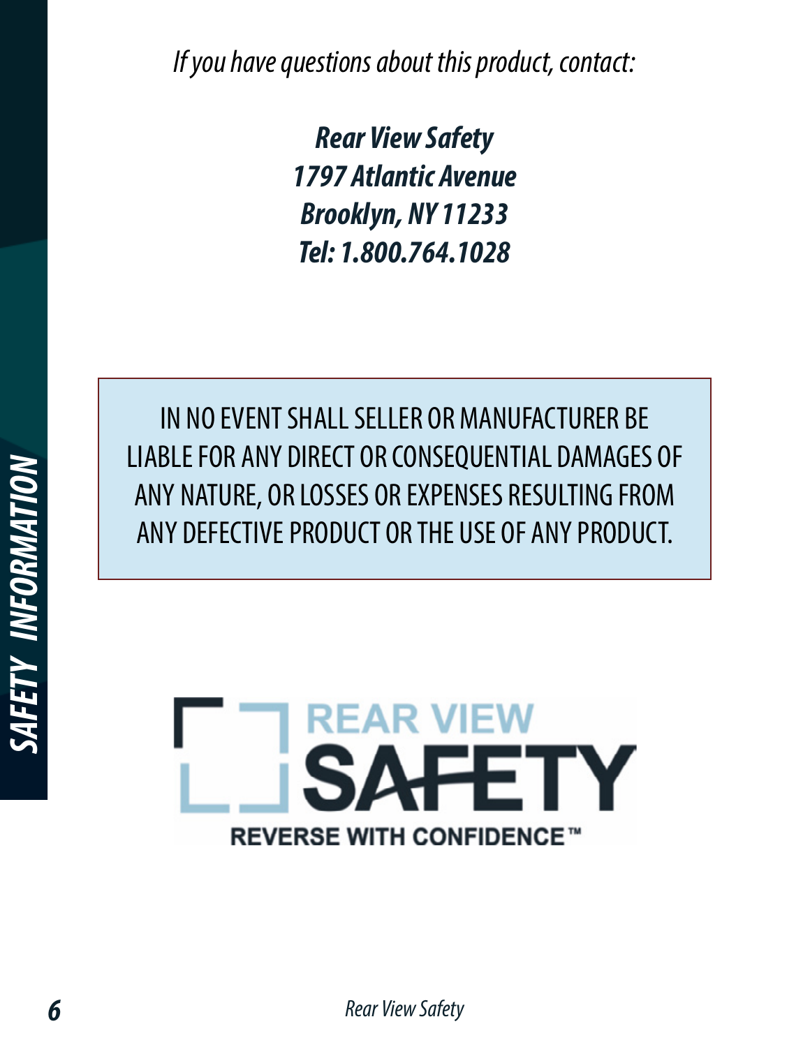*If you have questions about this product, contact:*

***Rear View Safety***
***1797 Atlantic Avenue***
***Brooklyn, NY 11233***
***Tel: 1.800.764.1028***

IN NO EVENT SHALL SELLER OR MANUFACTURER BE LIABLE FOR ANY DIRECT OR CONSEQUENTIAL DAMAGES OF ANY NATURE, OR LOSSES OR EXPENSES RESULTING FROM ANY DEFECTIVE PRODUCT OR THE USE OF ANY PRODUCT.

REAR VIEW SAFETY
REVERSE WITH CONFIDENCE™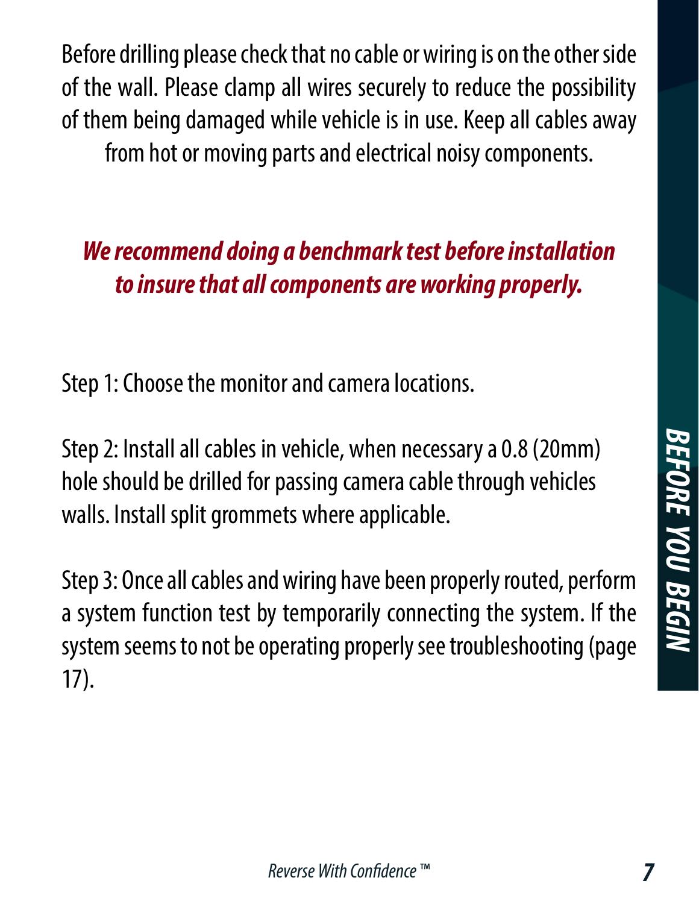Before drilling please check that no cable or wiring is on the other side of the wall. Please clamp all wires securely to reduce the possibility of them being damaged while vehicle is in use. Keep all cables away from hot or moving parts and electrical noisy components.

***We recommend doing a benchmark test before installation to insure that all components are working properly.***

Step 1: Choose the monitor and camera locations.

Step 2: Install all cables in vehicle, when necessary a 0.8 (20mm) hole should be drilled for passing camera cable through vehicles walls. Install split grommets where applicable.

Step 3: Once all cables and wiring have been properly routed, perform a system function test by temporarily connecting the system. If the system seems to not be operating properly see troubleshooting (page 17).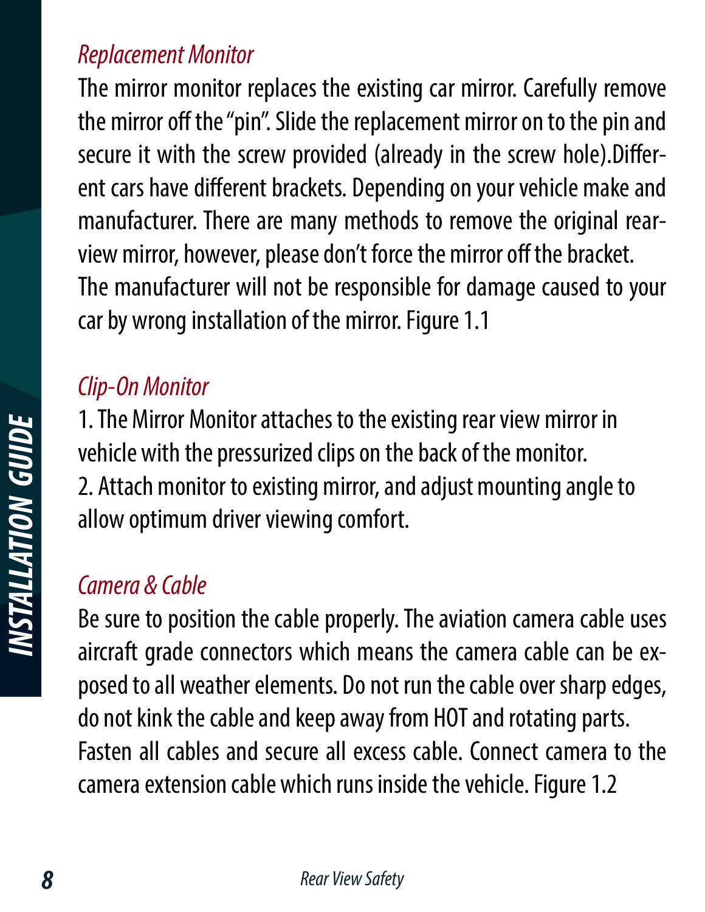### *Replacement Monitor*

The mirror monitor replaces the existing car mirror. Carefully remove the mirror off the "pin". Slide the replacement mirror on to the pin and secure it with the screw provided (already in the screw hole).Different cars have different brackets. Depending on your vehicle make and manufacturer. There are many methods to remove the original rear-view mirror, however, please don't force the mirror off the bracket. The manufacturer will not be responsible for damage caused to your car by wrong installation of the mirror. Figure 1.1

### *Clip-On Monitor*

1. The Mirror Monitor attaches to the existing rear view mirror in vehicle with the pressurized clips on the back of the monitor.
2. Attach monitor to existing mirror, and adjust mounting angle to allow optimum driver viewing comfort.

### *Camera & Cable*

Be sure to position the cable properly. The aviation camera cable uses aircraft grade connectors which means the camera cable can be exposed to all weather elements. Do not run the cable over sharp edges, do not kink the cable and keep away from HOT and rotating parts. Fasten all cables and secure all excess cable. Connect camera to the camera extension cable which runs inside the vehicle. Figure 1.2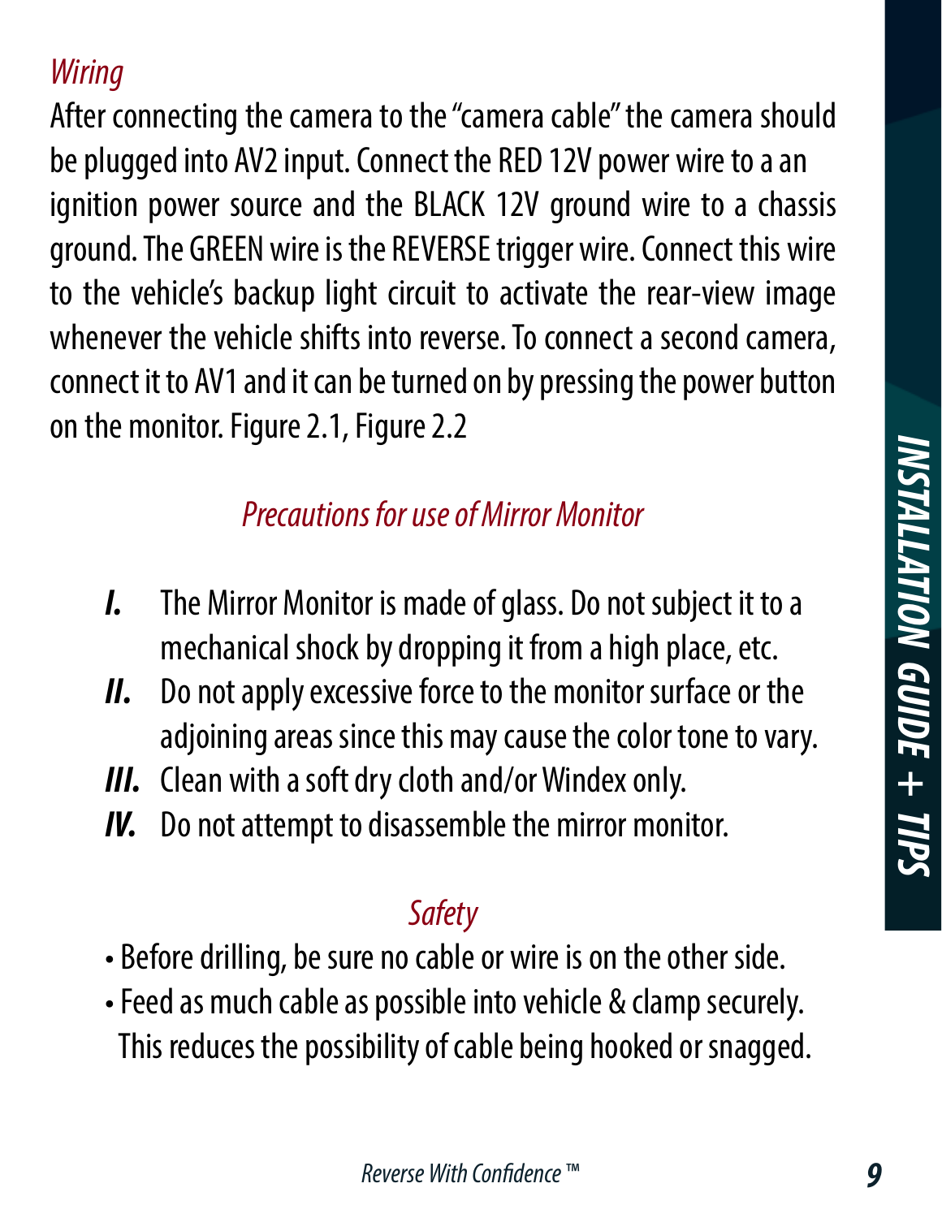### *Wiring*

After connecting the camera to the "camera cable" the camera should be plugged into AV2 input. Connect the RED 12V power wire to a an ignition power source and the BLACK 12V ground wire to a chassis ground. The GREEN wire is the REVERSE trigger wire. Connect this wire to the vehicle's backup light circuit to activate the rear-view image whenever the vehicle shifts into reverse. To connect a second camera, connect it to AV1 and it can be turned on by pressing the power button on the monitor. Figure 2.1, Figure 2.2

### *Precautions for use of Mirror Monitor*

- ***I.*** The Mirror Monitor is made of glass. Do not subject it to a mechanical shock by dropping it from a high place, etc.
- ***II.*** Do not apply excessive force to the monitor surface or the adjoining areas since this may cause the color tone to vary.
- ***III.*** Clean with a soft dry cloth and/or Windex only.
- ***IV.*** Do not attempt to disassemble the mirror monitor.

### *Safety*

- Before drilling, be sure no cable or wire is on the other side.
- Feed as much cable as possible into vehicle & clamp securely. This reduces the possibility of cable being hooked or snagged.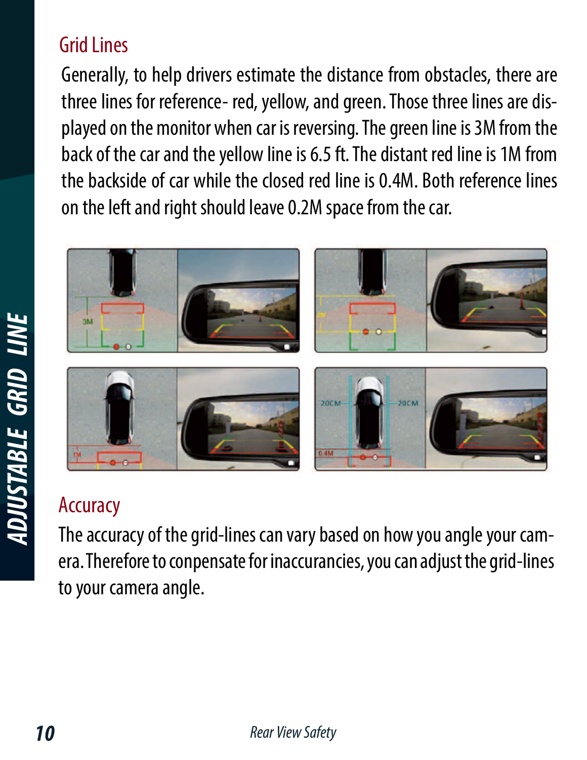## Grid Lines

Generally, to help drivers estimate the distance from obstacles, there are three lines for reference- red, yellow, and green. Those three lines are displayed on the monitor when car is reversing. The green line is 3M from the back of the car and the yellow line is 6.5 ft. The distant red line is 1M from the backside of car while the closed red line is 0.4M. Both reference lines on the left and right should leave 0.2M space from the car.

## Accuracy

The accuracy of the grid-lines can vary based on how you angle your camera. Therefore to conpensate for inaccurancies, you can adjust the grid-lines to your camera angle.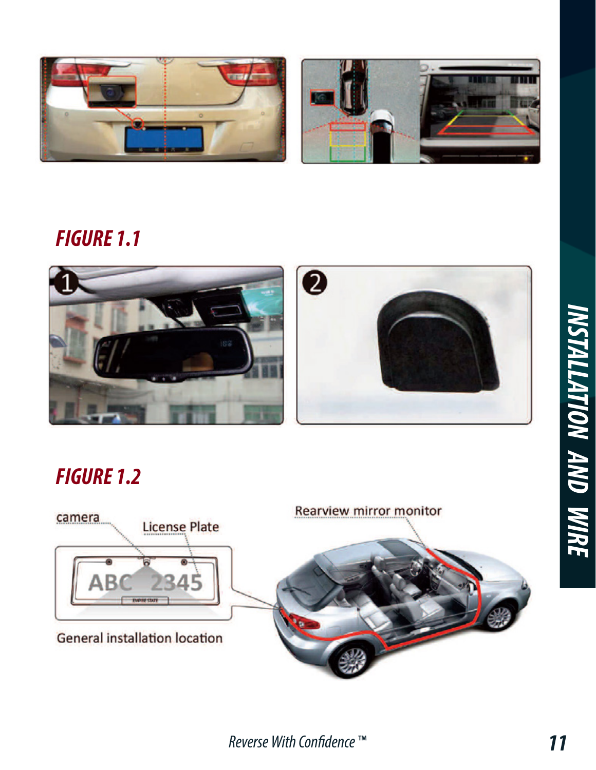## FIGURE 1.1

## FIGURE 1.2

camera

License Plate

Rearview mirror monitor

General installation location

INSTALLATION AND WIRE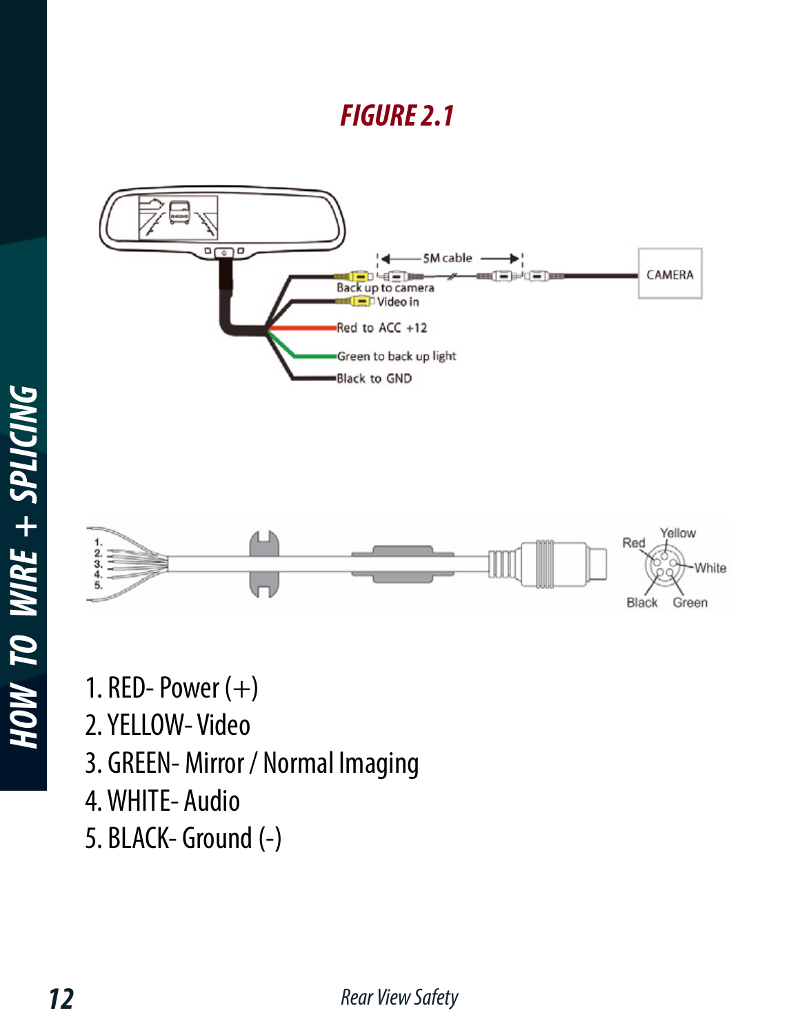## FIGURE 2.1

1. RED- Power (+)
2. YELLOW- Video
3. GREEN- Mirror / Normal Imaging
4. WHITE- Audio
5. BLACK- Ground (-)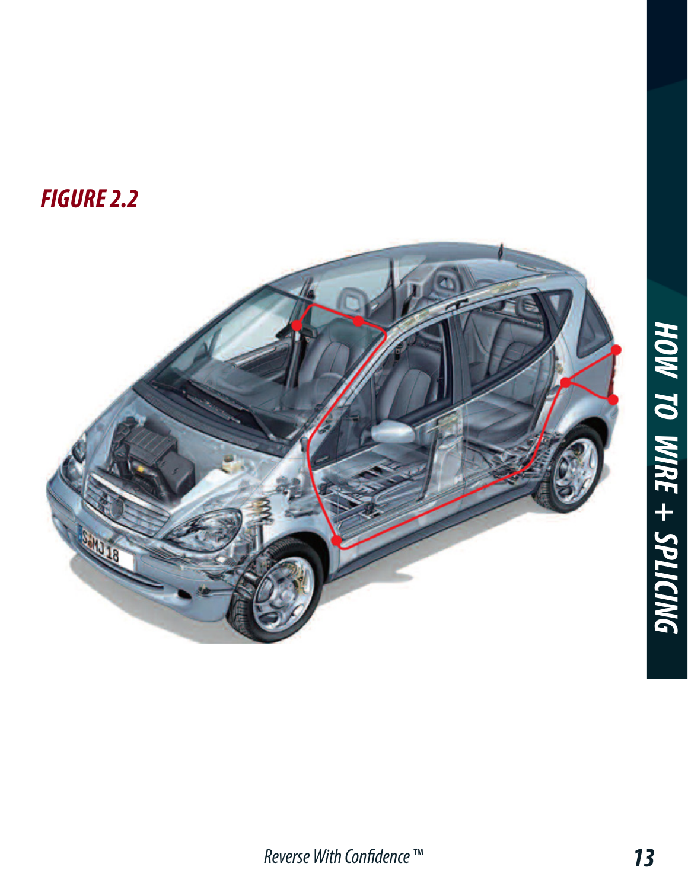## FIGURE 2.2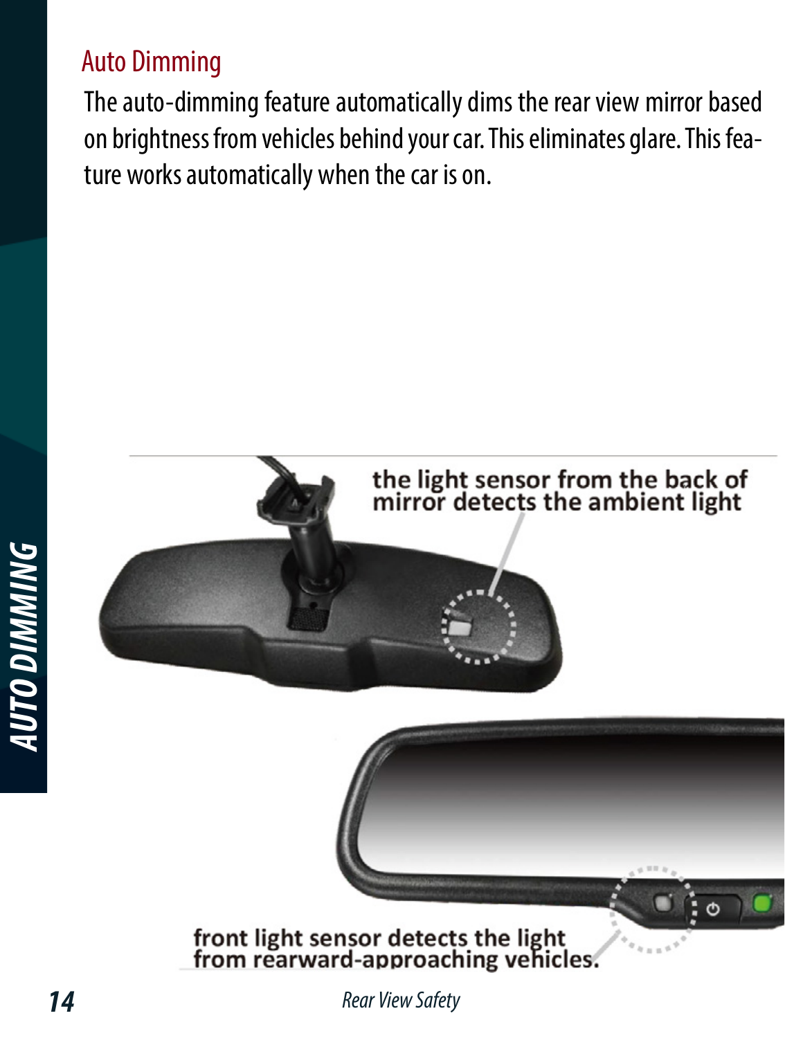## Auto Dimming

The auto-dimming feature automatically dims the rear view mirror based on brightness from vehicles behind your car. This eliminates glare. This feature works automatically when the car is on.

the light sensor from the back of mirror detects the ambient light

front light sensor detects the light from rearward-approaching vehicles.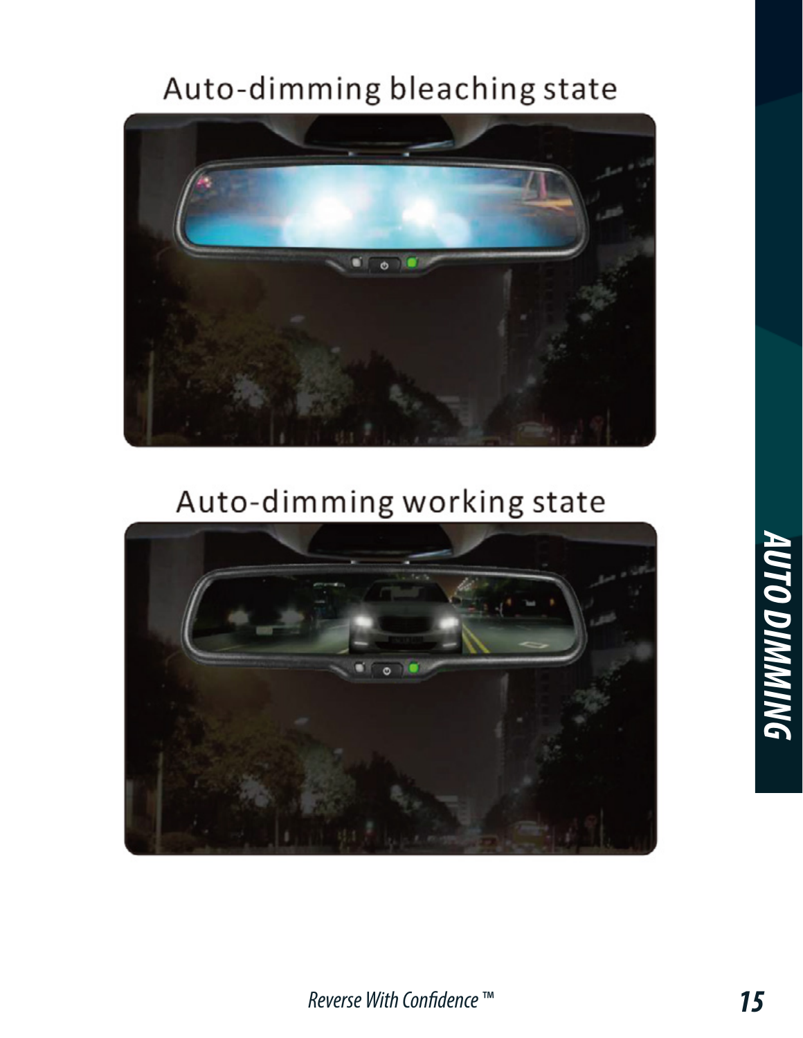## Auto-dimming bleaching state

## Auto-dimming working state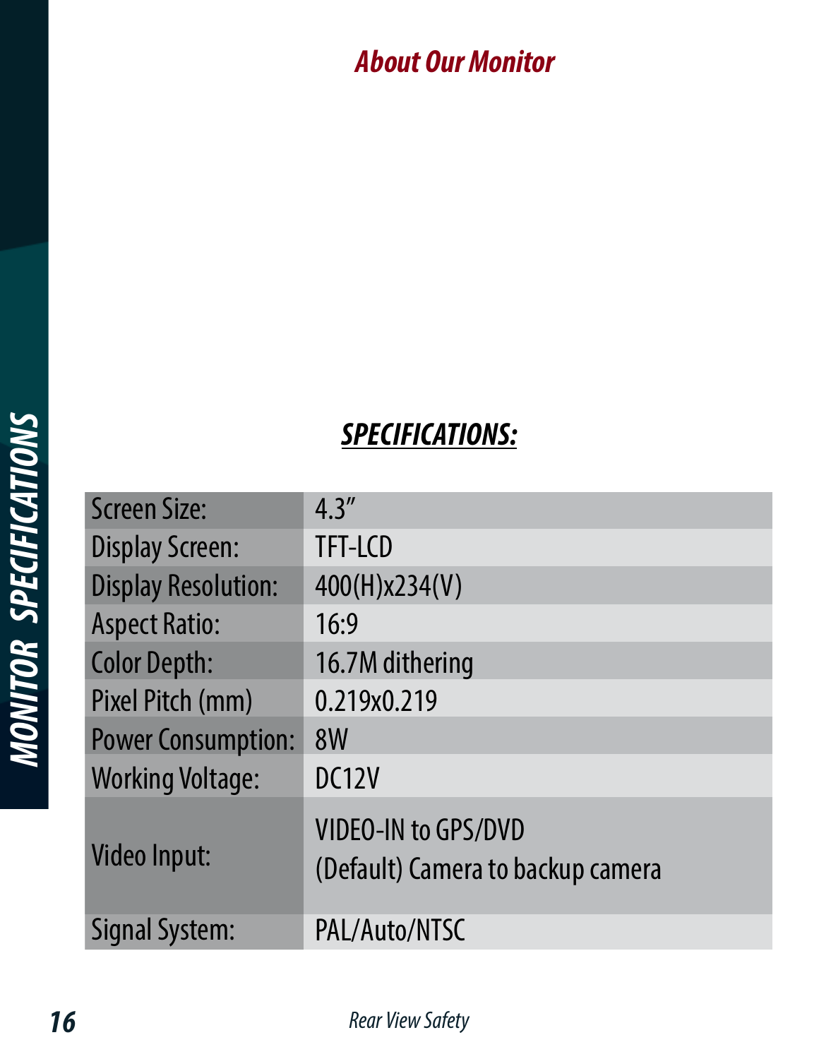## About Our Monitor

### SPECIFICATIONS:

| | |
|---|---|
| Screen Size: | 4.3″ |
| Display Screen: | TFT-LCD |
| Display Resolution: | 400(H)x234(V) |
| Aspect Ratio: | 16:9 |
| Color Depth: | 16.7M dithering |
| Pixel Pitch (mm) | 0.219x0.219 |
| Power Consumption: | 8W |
| Working Voltage: | DC12V |
| Video Input: | VIDEO-IN to GPS/DVD<br>(Default) Camera to backup camera |
| Signal System: | PAL/Auto/NTSC |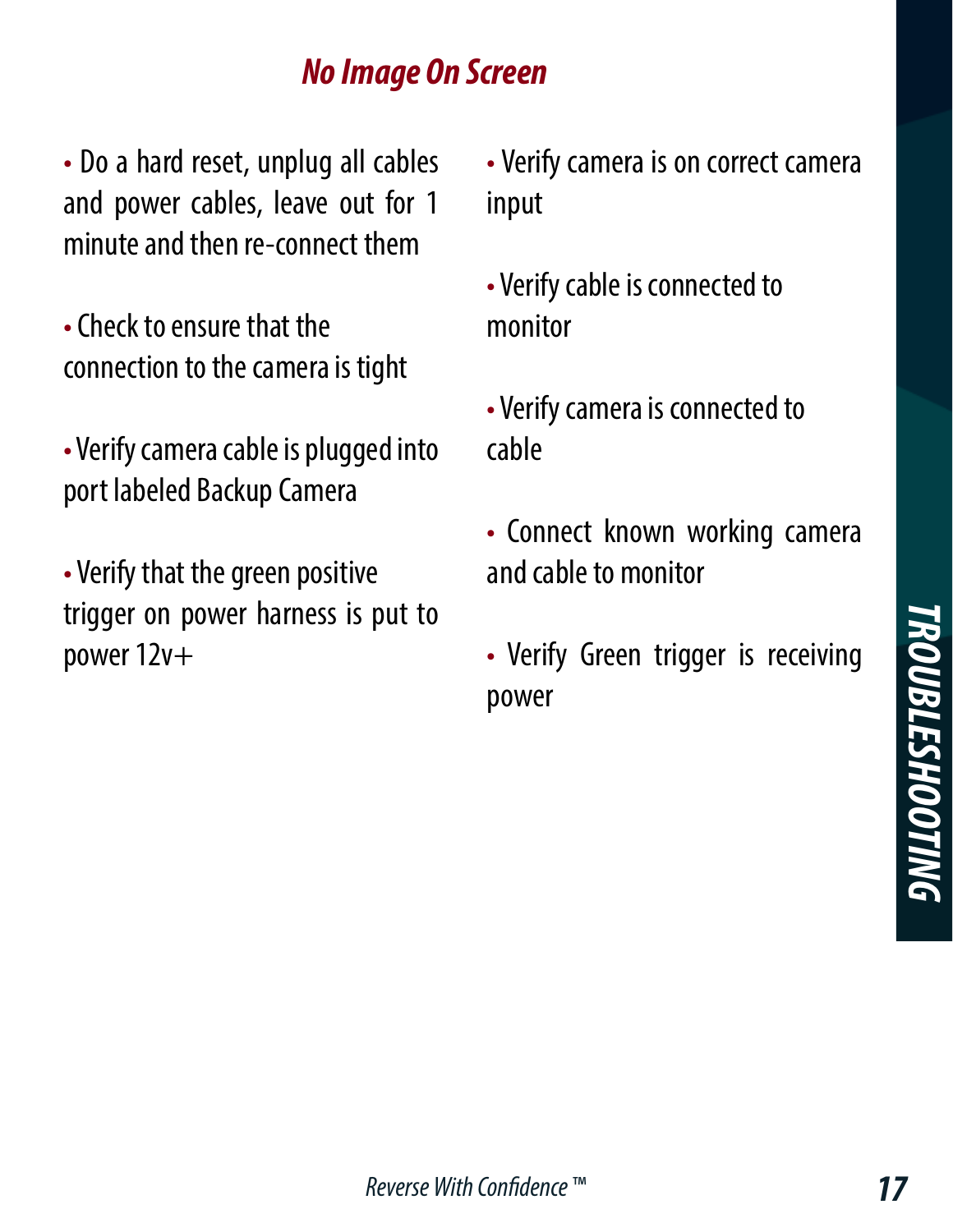## *No Image On Screen*

- Do a hard reset, unplug all cables and power cables, leave out for 1 minute and then re-connect them
- Check to ensure that the connection to the camera is tight
- Verify camera cable is plugged into port labeled Backup Camera
- Verify that the green positive trigger on power harness is put to power 12v+
- Verify camera is on correct camera input
- Verify cable is connected to monitor
- Verify camera is connected to cable
- Connect known working camera and cable to monitor
- Verify Green trigger is receiving power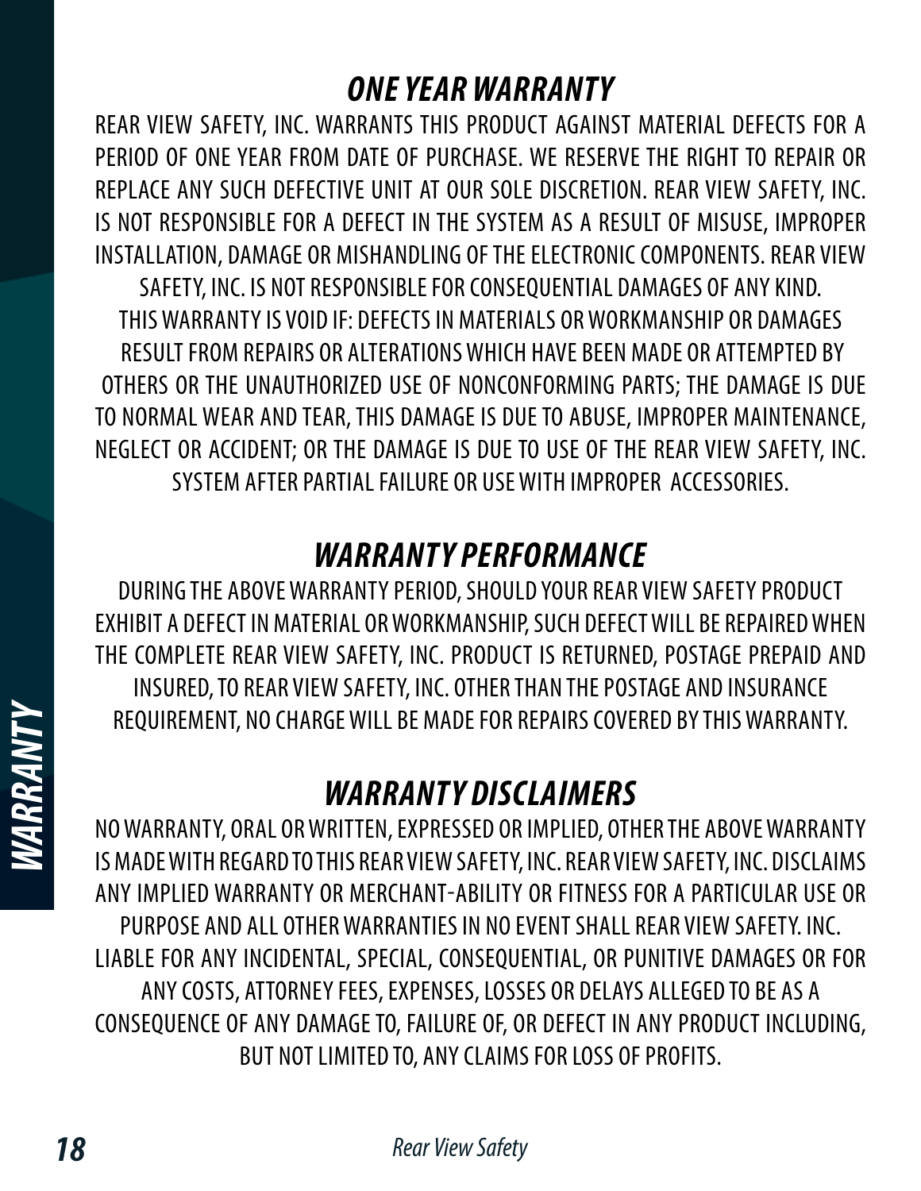## *ONE YEAR WARRANTY*

REAR VIEW SAFETY, INC. WARRANTS THIS PRODUCT AGAINST MATERIAL DEFECTS FOR A PERIOD OF ONE YEAR FROM DATE OF PURCHASE. WE RESERVE THE RIGHT TO REPAIR OR REPLACE ANY SUCH DEFECTIVE UNIT AT OUR SOLE DISCRETION. REAR VIEW SAFETY, INC. IS NOT RESPONSIBLE FOR A DEFECT IN THE SYSTEM AS A RESULT OF MISUSE, IMPROPER INSTALLATION, DAMAGE OR MISHANDLING OF THE ELECTRONIC COMPONENTS. REAR VIEW SAFETY, INC. IS NOT RESPONSIBLE FOR CONSEQUENTIAL DAMAGES OF ANY KIND. THIS WARRANTY IS VOID IF: DEFECTS IN MATERIALS OR WORKMANSHIP OR DAMAGES RESULT FROM REPAIRS OR ALTERATIONS WHICH HAVE BEEN MADE OR ATTEMPTED BY OTHERS OR THE UNAUTHORIZED USE OF NONCONFORMING PARTS; THE DAMAGE IS DUE TO NORMAL WEAR AND TEAR, THIS DAMAGE IS DUE TO ABUSE, IMPROPER MAINTENANCE, NEGLECT OR ACCIDENT; OR THE DAMAGE IS DUE TO USE OF THE REAR VIEW SAFETY, INC. SYSTEM AFTER PARTIAL FAILURE OR USE WITH IMPROPER ACCESSORIES.

## *WARRANTY PERFORMANCE*

DURING THE ABOVE WARRANTY PERIOD, SHOULD YOUR REAR VIEW SAFETY PRODUCT EXHIBIT A DEFECT IN MATERIAL OR WORKMANSHIP, SUCH DEFECT WILL BE REPAIRED WHEN THE COMPLETE REAR VIEW SAFETY, INC. PRODUCT IS RETURNED, POSTAGE PREPAID AND INSURED, TO REAR VIEW SAFETY, INC. OTHER THAN THE POSTAGE AND INSURANCE REQUIREMENT, NO CHARGE WILL BE MADE FOR REPAIRS COVERED BY THIS WARRANTY.

## *WARRANTY DISCLAIMERS*

NO WARRANTY, ORAL OR WRITTEN, EXPRESSED OR IMPLIED, OTHER THE ABOVE WARRANTY IS MADE WITH REGARD TO THIS REAR VIEW SAFETY, INC. REAR VIEW SAFETY, INC. DISCLAIMS ANY IMPLIED WARRANTY OR MERCHANT-ABILITY OR FITNESS FOR A PARTICULAR USE OR PURPOSE AND ALL OTHER WARRANTIES IN NO EVENT SHALL REAR VIEW SAFETY. INC. LIABLE FOR ANY INCIDENTAL, SPECIAL, CONSEQUENTIAL, OR PUNITIVE DAMAGES OR FOR ANY COSTS, ATTORNEY FEES, EXPENSES, LOSSES OR DELAYS ALLEGED TO BE AS A CONSEQUENCE OF ANY DAMAGE TO, FAILURE OF, OR DEFECT IN ANY PRODUCT INCLUDING, BUT NOT LIMITED TO, ANY CLAIMS FOR LOSS OF PROFITS.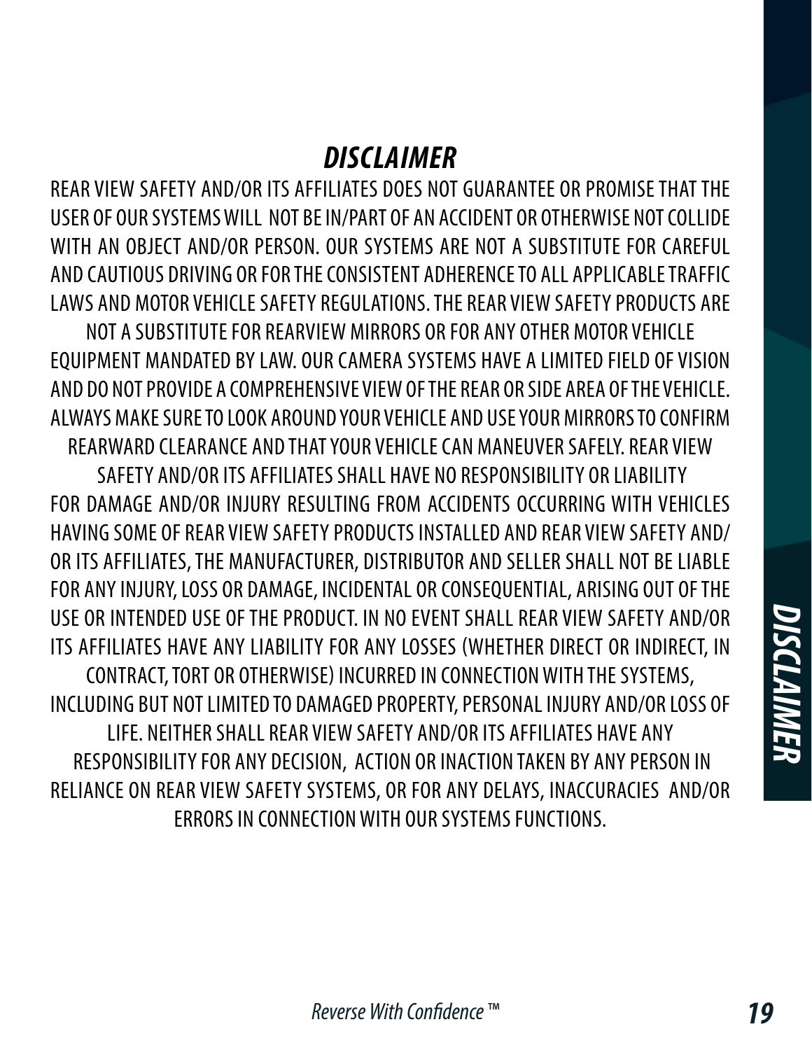# *DISCLAIMER*

REAR VIEW SAFETY AND/OR ITS AFFILIATES DOES NOT GUARANTEE OR PROMISE THAT THE USER OF OUR SYSTEMS WILL NOT BE IN/PART OF AN ACCIDENT OR OTHERWISE NOT COLLIDE WITH AN OBJECT AND/OR PERSON. OUR SYSTEMS ARE NOT A SUBSTITUTE FOR CAREFUL AND CAUTIOUS DRIVING OR FOR THE CONSISTENT ADHERENCE TO ALL APPLICABLE TRAFFIC LAWS AND MOTOR VEHICLE SAFETY REGULATIONS. THE REAR VIEW SAFETY PRODUCTS ARE NOT A SUBSTITUTE FOR REARVIEW MIRRORS OR FOR ANY OTHER MOTOR VEHICLE EQUIPMENT MANDATED BY LAW. OUR CAMERA SYSTEMS HAVE A LIMITED FIELD OF VISION AND DO NOT PROVIDE A COMPREHENSIVE VIEW OF THE REAR OR SIDE AREA OF THE VEHICLE. ALWAYS MAKE SURE TO LOOK AROUND YOUR VEHICLE AND USE YOUR MIRRORS TO CONFIRM REARWARD CLEARANCE AND THAT YOUR VEHICLE CAN MANEUVER SAFELY. REAR VIEW SAFETY AND/OR ITS AFFILIATES SHALL HAVE NO RESPONSIBILITY OR LIABILITY FOR DAMAGE AND/OR INJURY RESULTING FROM ACCIDENTS OCCURRING WITH VEHICLES HAVING SOME OF REAR VIEW SAFETY PRODUCTS INSTALLED AND REAR VIEW SAFETY AND/OR ITS AFFILIATES, THE MANUFACTURER, DISTRIBUTOR AND SELLER SHALL NOT BE LIABLE FOR ANY INJURY, LOSS OR DAMAGE, INCIDENTAL OR CONSEQUENTIAL, ARISING OUT OF THE USE OR INTENDED USE OF THE PRODUCT. IN NO EVENT SHALL REAR VIEW SAFETY AND/OR ITS AFFILIATES HAVE ANY LIABILITY FOR ANY LOSSES (WHETHER DIRECT OR INDIRECT, IN CONTRACT, TORT OR OTHERWISE) INCURRED IN CONNECTION WITH THE SYSTEMS, INCLUDING BUT NOT LIMITED TO DAMAGED PROPERTY, PERSONAL INJURY AND/OR LOSS OF LIFE. NEITHER SHALL REAR VIEW SAFETY AND/OR ITS AFFILIATES HAVE ANY RESPONSIBILITY FOR ANY DECISION, ACTION OR INACTION TAKEN BY ANY PERSON IN RELIANCE ON REAR VIEW SAFETY SYSTEMS, OR FOR ANY DELAYS, INACCURACIES AND/OR ERRORS IN CONNECTION WITH OUR SYSTEMS FUNCTIONS.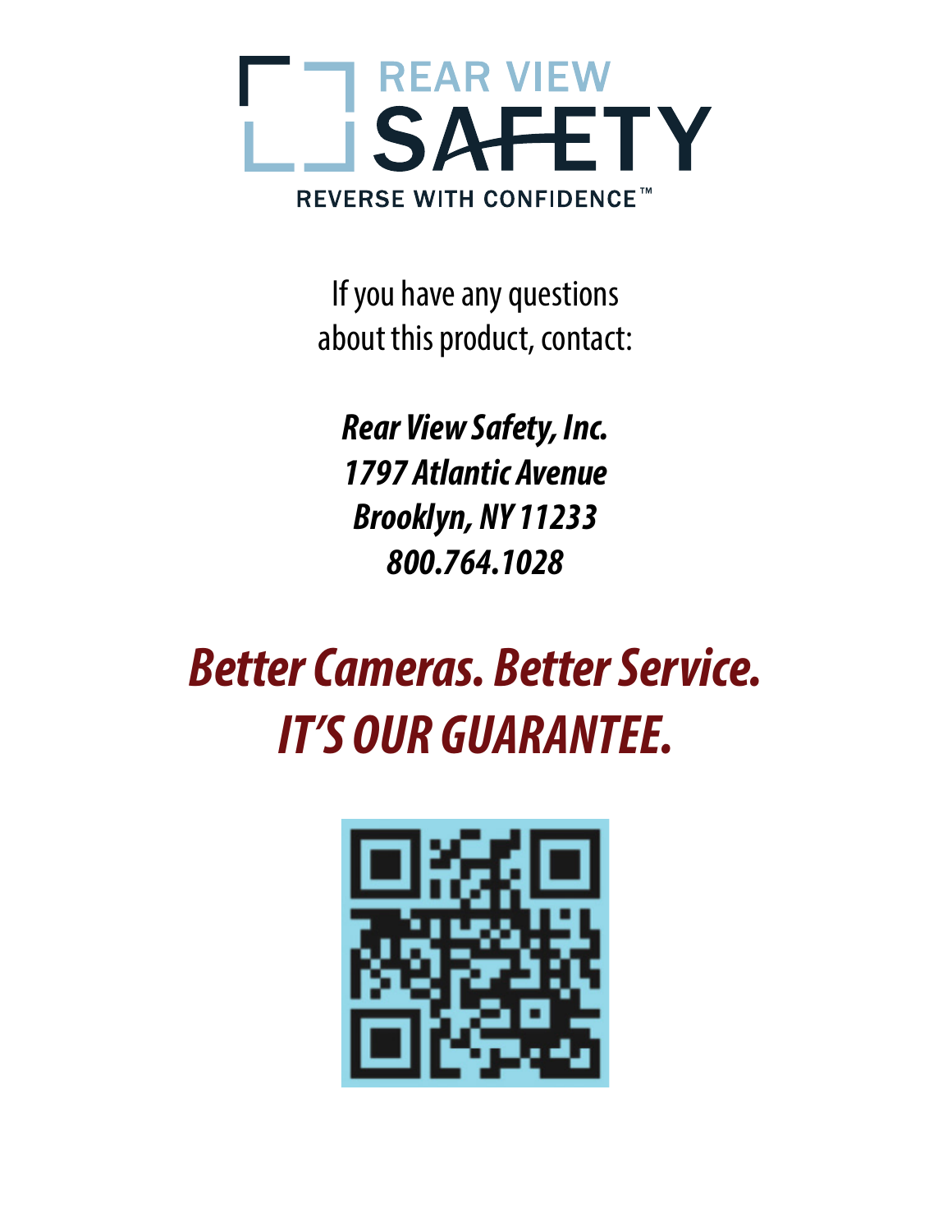REAR VIEW

SAFETY

REVERSE WITH CONFIDENCE™

If you have any questions
about this product, contact:

***Rear View Safety, Inc.***
***1797 Atlantic Avenue***
***Brooklyn, NY 11233***
***800.764.1028***

## *Better Cameras. Better Service.*
## *IT'S OUR GUARANTEE.*